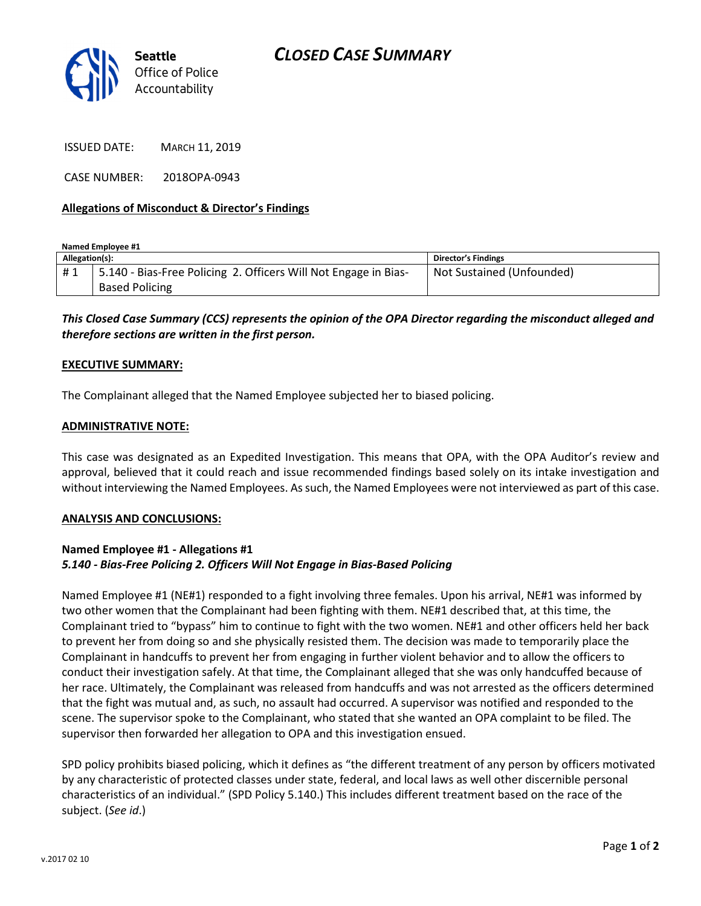Seattle Office of Police Accountability

# CLOSED CASE SUMMARY

ISSUED DATE: MARCH 11, 2019

CASE NUMBER: 2018OPA-0943

**Allegations of Misconduct & Director's Findings**

**Named Employee #1**

| Allegation(s): | | Director's Findings |
|---|---|---|
| # 1 | 5.140 - Bias-Free Policing 2. Officers Will Not Engage in Bias-Based Policing | Not Sustained (Unfounded) |

***This Closed Case Summary (CCS) represents the opinion of the OPA Director regarding the misconduct alleged and therefore sections are written in the first person.***

**EXECUTIVE SUMMARY:**

The Complainant alleged that the Named Employee subjected her to biased policing.

**ADMINISTRATIVE NOTE:**

This case was designated as an Expedited Investigation. This means that OPA, with the OPA Auditor's review and approval, believed that it could reach and issue recommended findings based solely on its intake investigation and without interviewing the Named Employees. As such, the Named Employees were not interviewed as part of this case.

**ANALYSIS AND CONCLUSIONS:**

**Named Employee #1 - Allegations #1**
***5.140 - Bias-Free Policing 2. Officers Will Not Engage in Bias-Based Policing***

Named Employee #1 (NE#1) responded to a fight involving three females. Upon his arrival, NE#1 was informed by two other women that the Complainant had been fighting with them. NE#1 described that, at this time, the Complainant tried to "bypass" him to continue to fight with the two women. NE#1 and other officers held her back to prevent her from doing so and she physically resisted them. The decision was made to temporarily place the Complainant in handcuffs to prevent her from engaging in further violent behavior and to allow the officers to conduct their investigation safely. At that time, the Complainant alleged that she was only handcuffed because of her race. Ultimately, the Complainant was released from handcuffs and was not arrested as the officers determined that the fight was mutual and, as such, no assault had occurred. A supervisor was notified and responded to the scene. The supervisor spoke to the Complainant, who stated that she wanted an OPA complaint to be filed. The supervisor then forwarded her allegation to OPA and this investigation ensued.

SPD policy prohibits biased policing, which it defines as "the different treatment of any person by officers motivated by any characteristic of protected classes under state, federal, and local laws as well other discernible personal characteristics of an individual." (SPD Policy 5.140.) This includes different treatment based on the race of the subject. (*See id*.)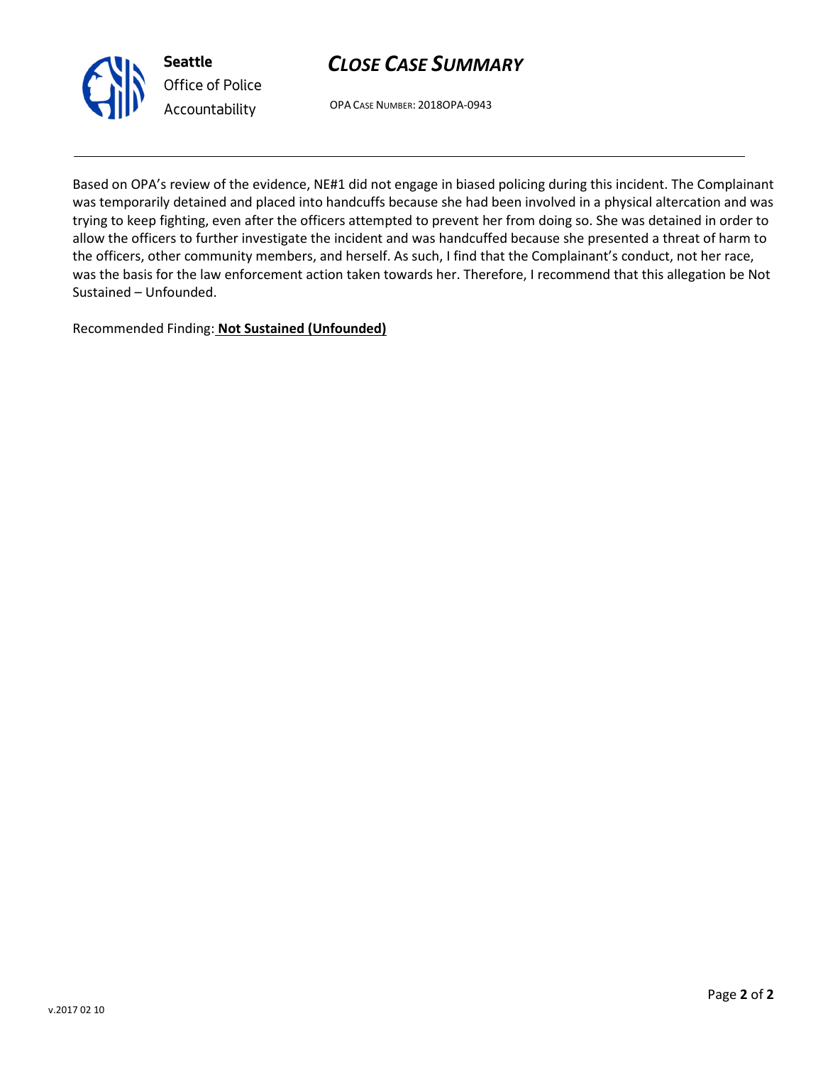Based on OPA's review of the evidence, NE#1 did not engage in biased policing during this incident. The Complainant was temporarily detained and placed into handcuffs because she had been involved in a physical altercation and was trying to keep fighting, even after the officers attempted to prevent her from doing so. She was detained in order to allow the officers to further investigate the incident and was handcuffed because she presented a threat of harm to the officers, other community members, and herself. As such, I find that the Complainant's conduct, not her race, was the basis for the law enforcement action taken towards her. Therefore, I recommend that this allegation be Not Sustained – Unfounded.

Recommended Finding: **Not Sustained (Unfounded)**